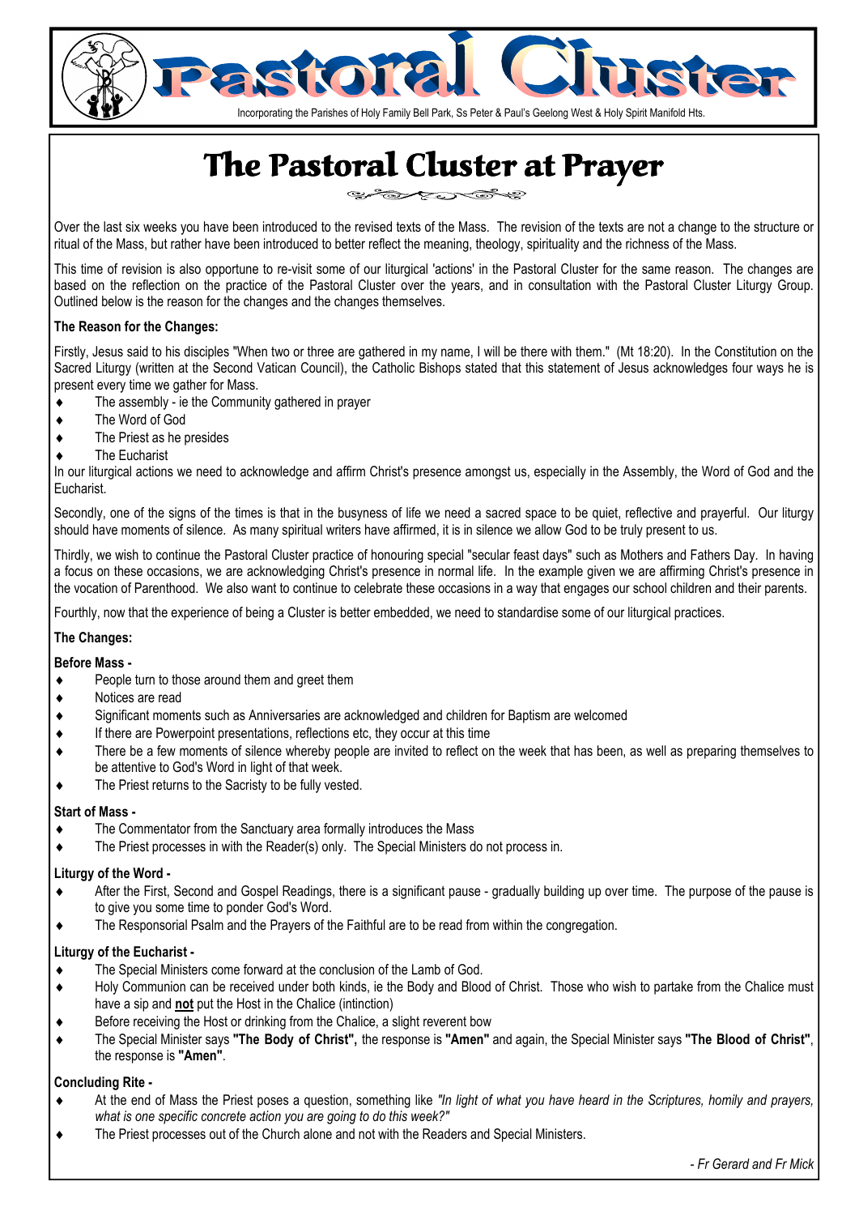# Pastoral Cluster

Incorporating the Parishes of Holy Family Bell Park, Ss Peter & Paul's Geelong West & Holy Spirit Manifold Hts.

## The Pastoral Cluster at Prayer

Over the last six weeks you have been introduced to the revised texts of the Mass. The revision of the texts are not a change to the structure or ritual of the Mass, but rather have been introduced to better reflect the meaning, theology, spirituality and the richness of the Mass.

This time of revision is also opportune to re-visit some of our liturgical 'actions' in the Pastoral Cluster for the same reason. The changes are based on the reflection on the practice of the Pastoral Cluster over the years, and in consultation with the Pastoral Cluster Liturgy Group. Outlined below is the reason for the changes and the changes themselves.

**The Reason for the Changes:**

Firstly, Jesus said to his disciples "When two or three are gathered in my name, I will be there with them." (Mt 18:20). In the Constitution on the Sacred Liturgy (written at the Second Vatican Council), the Catholic Bishops stated that this statement of Jesus acknowledges four ways he is present every time we gather for Mass.

- The assembly - ie the Community gathered in prayer
- The Word of God
- The Priest as he presides
- The Eucharist

In our liturgical actions we need to acknowledge and affirm Christ's presence amongst us, especially in the Assembly, the Word of God and the Eucharist.

Secondly, one of the signs of the times is that in the busyness of life we need a sacred space to be quiet, reflective and prayerful. Our liturgy should have moments of silence. As many spiritual writers have affirmed, it is in silence we allow God to be truly present to us.

Thirdly, we wish to continue the Pastoral Cluster practice of honouring special "secular feast days" such as Mothers and Fathers Day. In having a focus on these occasions, we are acknowledging Christ's presence in normal life. In the example given we are affirming Christ's presence in the vocation of Parenthood. We also want to continue to celebrate these occasions in a way that engages our school children and their parents.

Fourthly, now that the experience of being a Cluster is better embedded, we need to standardise some of our liturgical practices.

**The Changes:**

**Before Mass -**

- People turn to those around them and greet them
- Notices are read
- Significant moments such as Anniversaries are acknowledged and children for Baptism are welcomed
- If there are Powerpoint presentations, reflections etc, they occur at this time
- There be a few moments of silence whereby people are invited to reflect on the week that has been, as well as preparing themselves to be attentive to God's Word in light of that week.
- The Priest returns to the Sacristy to be fully vested.

**Start of Mass -**

- The Commentator from the Sanctuary area formally introduces the Mass
- The Priest processes in with the Reader(s) only. The Special Ministers do not process in.

**Liturgy of the Word -**

- After the First, Second and Gospel Readings, there is a significant pause - gradually building up over time. The purpose of the pause is to give you some time to ponder God's Word.
- The Responsorial Psalm and the Prayers of the Faithful are to be read from within the congregation.

**Liturgy of the Eucharist -**

- The Special Ministers come forward at the conclusion of the Lamb of God.
- Holy Communion can be received under both kinds, ie the Body and Blood of Christ. Those who wish to partake from the Chalice must have a sip and **not** put the Host in the Chalice (intinction)
- Before receiving the Host or drinking from the Chalice, a slight reverent bow
- The Special Minister says **"The Body of Christ",** the response is **"Amen"** and again, the Special Minister says **"The Blood of Christ"**, the response is **"Amen"**.

**Concluding Rite -**

- At the end of Mass the Priest poses a question, something like *"In light of what you have heard in the Scriptures, homily and prayers, what is one specific concrete action you are going to do this week?"*
- The Priest processes out of the Church alone and not with the Readers and Special Ministers.

*- Fr Gerard and Fr Mick*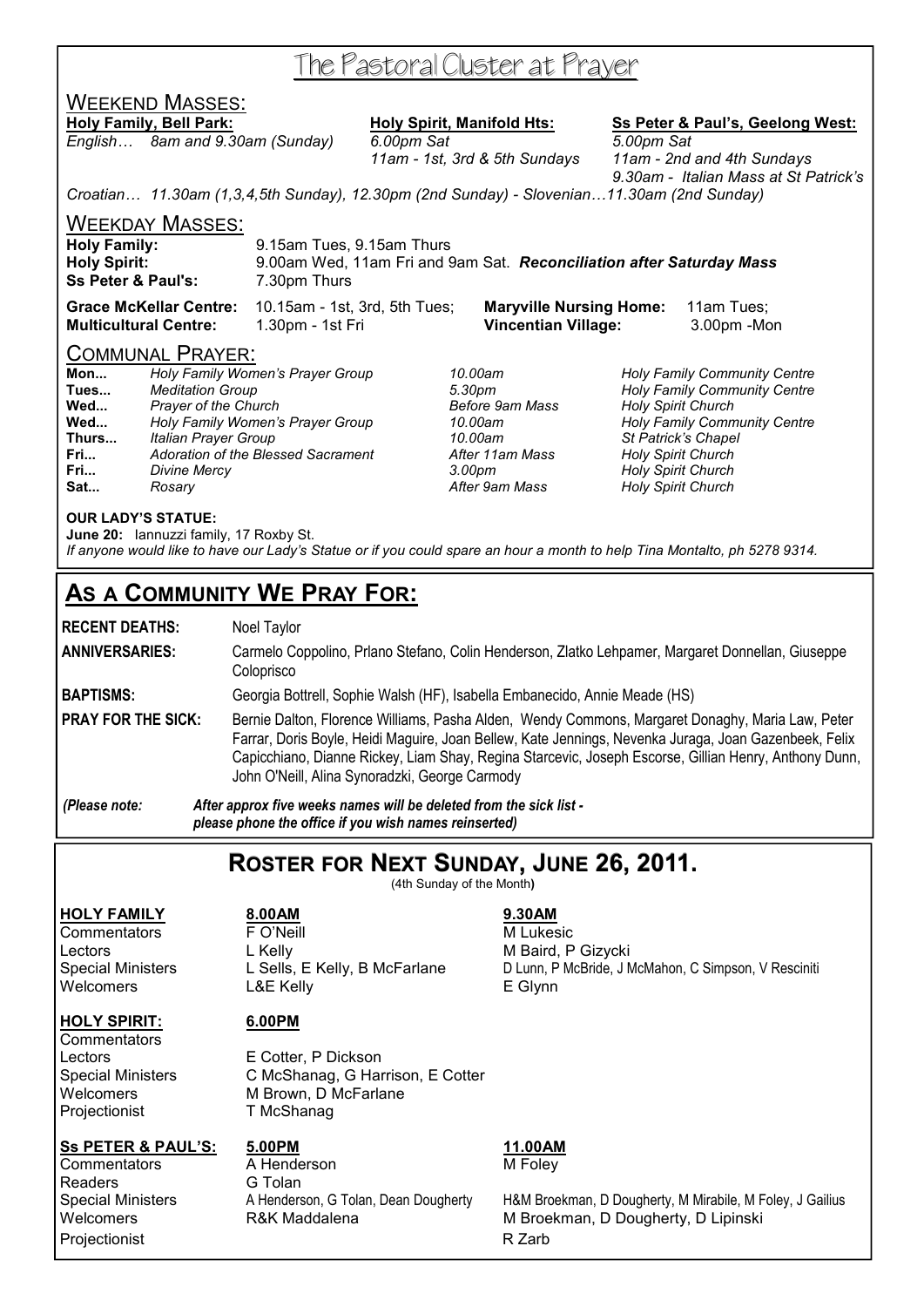# The Pastoral Cluster at Prayer

## WEEKEND MASSES:

**Holy Family, Bell Park:**
*English… 8am and 9.30am (Sunday)*

**Holy Spirit, Manifold Hts:**
*6.00pm Sat*
*11am - 1st, 3rd & 5th Sundays*

**Ss Peter & Paul's, Geelong West:**
*5.00pm Sat*
*11am - 2nd and 4th Sundays*
*9.30am - Italian Mass at St Patrick's*

*Croatian… 11.30am (1,3,4,5th Sunday), 12.30pm (2nd Sunday) - Slovenian…11.30am (2nd Sunday)*

## WEEKDAY MASSES:

**Holy Family:** 9.15am Tues, 9.15am Thurs
**Holy Spirit:** 9.00am Wed, 11am Fri and 9am Sat. ***Reconciliation after Saturday Mass***
**Ss Peter & Paul's:** 7.30pm Thurs

**Grace McKellar Centre:** 10.15am - 1st, 3rd, 5th Tues; **Maryville Nursing Home:** 11am Tues;
**Multicultural Centre:** 1.30pm - 1st Fri **Vincentian Village:** 3.00pm -Mon

## COMMUNAL PRAYER:

| | | | |
|---|---|---|---|
| **Mon...** | *Holy Family Women's Prayer Group* | *10.00am* | *Holy Family Community Centre* |
| **Tues...** | *Meditation Group* | *5.30pm* | *Holy Family Community Centre* |
| **Wed...** | *Prayer of the Church* | *Before 9am Mass* | *Holy Spirit Church* |
| **Wed...** | *Holy Family Women's Prayer Group* | *10.00am* | *Holy Family Community Centre* |
| **Thurs...** | *Italian Prayer Group* | *10.00am* | *St Patrick's Chapel* |
| **Fri...** | *Adoration of the Blessed Sacrament* | *After 11am Mass* | *Holy Spirit Church* |
| **Fri...** | *Divine Mercy* | *3.00pm* | *Holy Spirit Church* |
| **Sat...** | *Rosary* | *After 9am Mass* | *Holy Spirit Church* |

**OUR LADY'S STATUE:**
**June 20:** Iannuzzi family, 17 Roxby St.
*If anyone would like to have our Lady's Statue or if you could spare an hour a month to help Tina Montalto, ph 5278 9314.*

# AS A COMMUNITY WE PRAY FOR:

**RECENT DEATHS:** Noel Taylor

**ANNIVERSARIES:** Carmelo Coppolino, Prlano Stefano, Colin Henderson, Zlatko Lehpamer, Margaret Donnellan, Giuseppe Coloprisco

**BAPTISMS:** Georgia Bottrell, Sophie Walsh (HF), Isabella Embanecido, Annie Meade (HS)

**PRAY FOR THE SICK:** Bernie Dalton, Florence Williams, Pasha Alden, Wendy Commons, Margaret Donaghy, Maria Law, Peter Farrar, Doris Boyle, Heidi Maguire, Joan Bellew, Kate Jennings, Nevenka Juraga, Joan Gazenbeek, Felix Capicchiano, Dianne Rickey, Liam Shay, Regina Starcevic, Joseph Escorse, Gillian Henry, Anthony Dunn, John O'Neill, Alina Synoradzki, George Carmody

*(Please note:* ***After approx five weeks names will be deleted from the sick list - please phone the office if you wish names reinserted)***

# ROSTER FOR NEXT SUNDAY, JUNE 26, 2011.

(4th Sunday of the Month)

| **HOLY FAMILY** | **8.00AM** | **9.30AM** |
|---|---|---|
| Commentators | F O'Neill | M Lukesic |
| Lectors | L Kelly | M Baird, P Gizycki |
| Special Ministers | L Sells, E Kelly, B McFarlane | D Lunn, P McBride, J McMahon, C Simpson, V Resciniti |
| Welcomers | L&E Kelly | E Glynn |

| **HOLY SPIRIT:** | **6.00PM** |
|---|---|
| Commentators | |
| Lectors | E Cotter, P Dickson |
| Special Ministers | C McShanag, G Harrison, E Cotter |
| Welcomers | M Brown, D McFarlane |
| Projectionist | T McShanag |

| **Ss PETER & PAUL'S:** | **5.00PM** | **11.00AM** |
|---|---|---|
| Commentators | A Henderson | M Foley |
| Readers | G Tolan | |
| Special Ministers | A Henderson, G Tolan, Dean Dougherty | H&M Broekman, D Dougherty, M Mirabile, M Foley, J Gailius |
| Welcomers | R&K Maddalena | M Broekman, D Dougherty, D Lipinski |
| Projectionist | | R Zarb |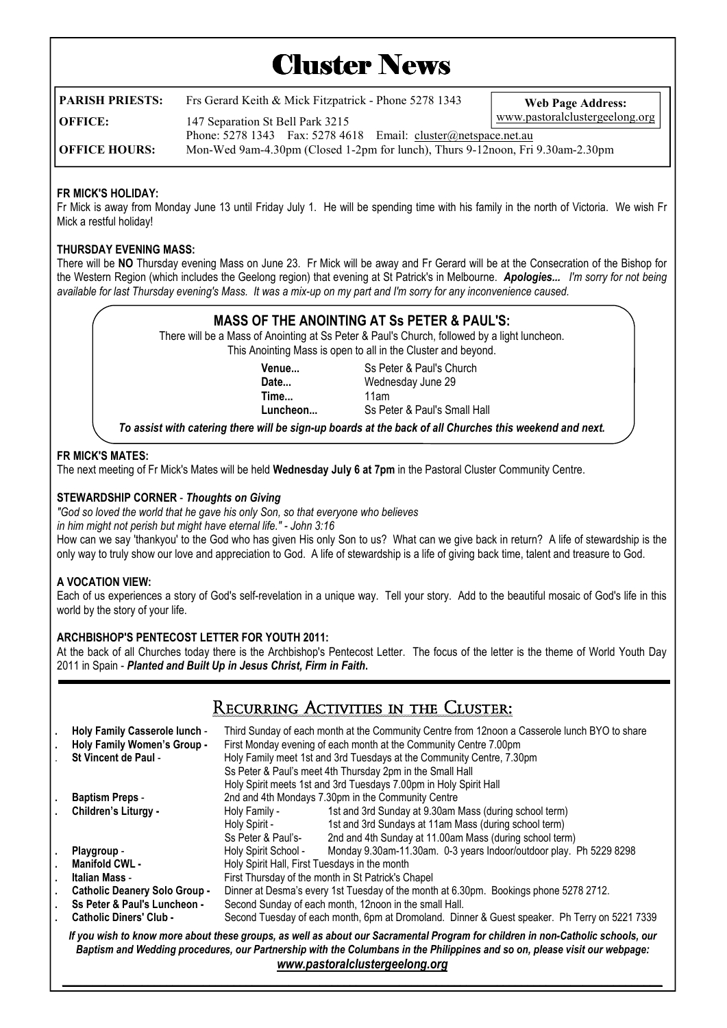# Cluster News

| | |
|---|---|
| **PARISH PRIESTS:** | Frs Gerard Keith & Mick Fitzpatrick - Phone 5278 1343 |
| **OFFICE:** | 147 Separation St Bell Park 3215<br>Phone: 5278 1343 Fax: 5278 4618 Email: cluster@netspace.net.au |
| **OFFICE HOURS:** | Mon-Wed 9am-4.30pm (Closed 1-2pm for lunch), Thurs 9-12noon, Fri 9.30am-2.30pm |

**Web Page Address:**
www.pastoralclustergeelong.org

### FR MICK'S HOLIDAY:

Fr Mick is away from Monday June 13 until Friday July 1. He will be spending time with his family in the north of Victoria. We wish Fr Mick a restful holiday!

### THURSDAY EVENING MASS:

There will be **NO** Thursday evening Mass on June 23. Fr Mick will be away and Fr Gerard will be at the Consecration of the Bishop for the Western Region (which includes the Geelong region) that evening at St Patrick's in Melbourne. ***Apologies...*** *I'm sorry for not being available for last Thursday evening's Mass. It was a mix-up on my part and I'm sorry for any inconvenience caused.*

### MASS OF THE ANOINTING AT Ss PETER & PAUL'S:

There will be a Mass of Anointing at Ss Peter & Paul's Church, followed by a light luncheon.
This Anointing Mass is open to all in the Cluster and beyond.

**Venue...** Ss Peter & Paul's Church
**Date...** Wednesday June 29
**Time...** 11am
**Luncheon...** Ss Peter & Paul's Small Hall

***To assist with catering there will be sign-up boards at the back of all Churches this weekend and next.***

### FR MICK'S MATES:

The next meeting of Fr Mick's Mates will be held **Wednesday July 6 at 7pm** in the Pastoral Cluster Community Centre.

### STEWARDSHIP CORNER - *Thoughts on Giving*

*"God so loved the world that he gave his only Son, so that everyone who believes in him might not perish but might have eternal life." - John 3:16*

How can we say 'thankyou' to the God who has given His only Son to us? What can we give back in return? A life of stewardship is the only way to truly show our love and appreciation to God. A life of stewardship is a life of giving back time, talent and treasure to God.

### A VOCATION VIEW:

Each of us experiences a story of God's self-revelation in a unique way. Tell your story. Add to the beautiful mosaic of God's life in this world by the story of your life.

### ARCHBISHOP'S PENTECOST LETTER FOR YOUTH 2011:

At the back of all Churches today there is the Archbishop's Pentecost Letter. The focus of the letter is the theme of World Youth Day 2011 in Spain - ***Planted and Built Up in Jesus Christ, Firm in Faith.***

## Recurring Activities in the Cluster:

- **Holy Family Casserole lunch** - Third Sunday of each month at the Community Centre from 12noon a Casserole lunch BYO to share
- **Holy Family Women's Group** - First Monday evening of each month at the Community Centre 7.00pm
- **St Vincent de Paul** - Holy Family meet 1st and 3rd Tuesdays at the Community Centre, 7.30pm
  Ss Peter & Paul's meet 4th Thursday 2pm in the Small Hall
  Holy Spirit meets 1st and 3rd Tuesdays 7.00pm in Holy Spirit Hall
- **Baptism Preps** - 2nd and 4th Mondays 7.30pm in the Community Centre
- **Children's Liturgy** - Holy Family - 1st and 3rd Sunday at 9.30am Mass (during school term)
  Holy Spirit - 1st and 3rd Sundays at 11am Mass (during school term)
  Ss Peter & Paul's - 2nd and 4th Sunday at 11.00am Mass (during school term)
- **Playgroup** - Holy Spirit School - Monday 9.30am-11.30am. 0-3 years Indoor/outdoor play. Ph 5229 8298
- **Manifold CWL** - Holy Spirit Hall, First Tuesdays in the month
- **Italian Mass** - First Thursday of the month in St Patrick's Chapel
- **Catholic Deanery Solo Group** - Dinner at Desma's every 1st Tuesday of the month at 6.30pm. Bookings phone 5278 2712.
- **Ss Peter & Paul's Luncheon** - Second Sunday of each month, 12noon in the small Hall.
- **Catholic Diners' Club** - Second Tuesday of each month, 6pm at Dromoland. Dinner & Guest speaker. Ph Terry on 5221 7339

***If you wish to know more about these groups, as well as about our Sacramental Program for children in non-Catholic schools, our Baptism and Wedding procedures, our Partnership with the Columbans in the Philippines and so on, please visit our webpage:***
***www.pastoralclustergeelong.org***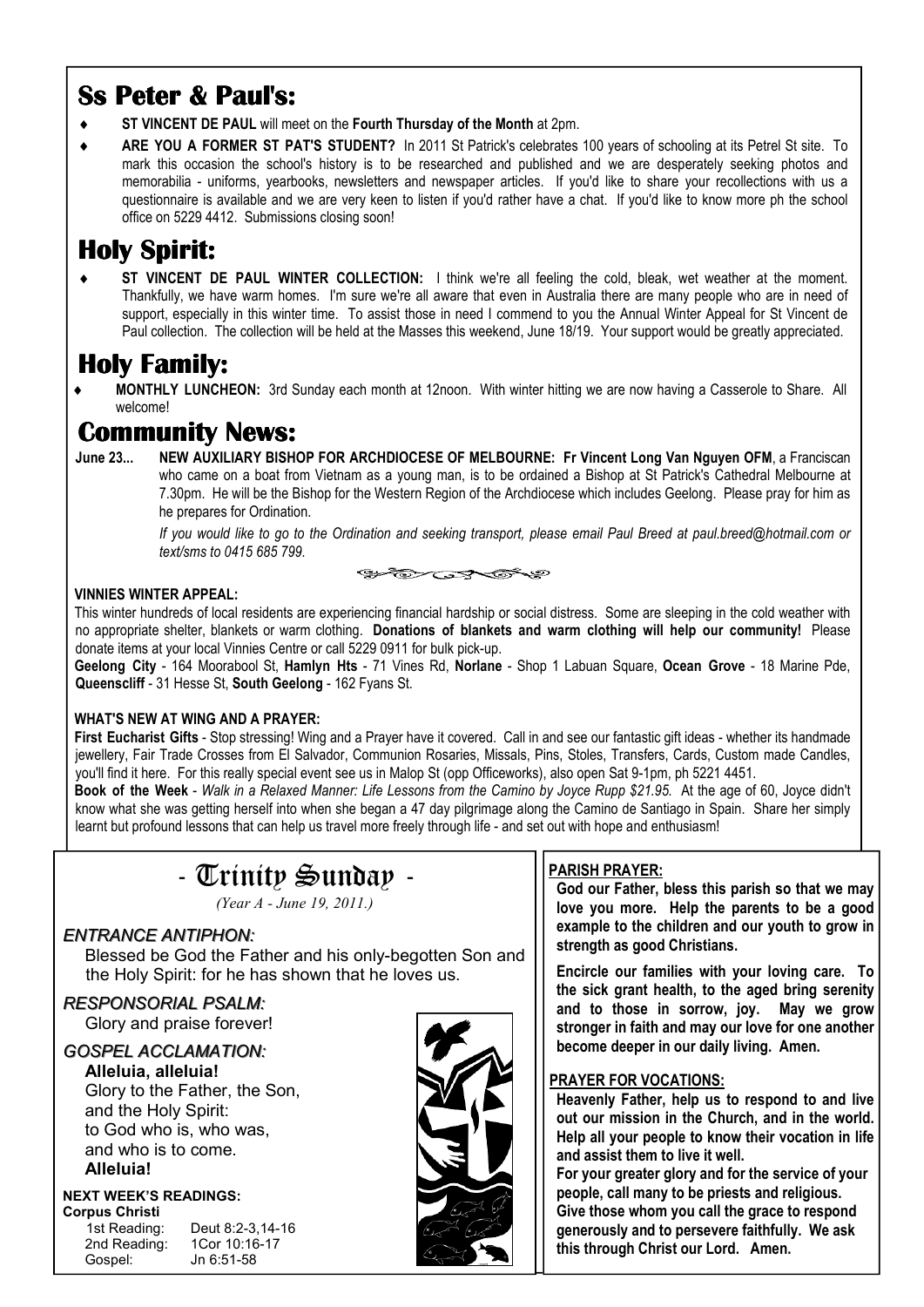## Ss Peter & Paul's:

- **ST VINCENT DE PAUL** will meet on the **Fourth Thursday of the Month** at 2pm.
- **ARE YOU A FORMER ST PAT'S STUDENT?** In 2011 St Patrick's celebrates 100 years of schooling at its Petrel St site. To mark this occasion the school's history is to be researched and published and we are desperately seeking photos and memorabilia - uniforms, yearbooks, newsletters and newspaper articles. If you'd like to share your recollections with us a questionnaire is available and we are very keen to listen if you'd rather have a chat. If you'd like to know more ph the school office on 5229 4412. Submissions closing soon!

## Holy Spirit:

- **ST VINCENT DE PAUL WINTER COLLECTION:** I think we're all feeling the cold, bleak, wet weather at the moment. Thankfully, we have warm homes. I'm sure we're all aware that even in Australia there are many people who are in need of support, especially in this winter time. To assist those in need I commend to you the Annual Winter Appeal for St Vincent de Paul collection. The collection will be held at the Masses this weekend, June 18/19. Your support would be greatly appreciated.

## Holy Family:

- **MONTHLY LUNCHEON:** 3rd Sunday each month at 12noon. With winter hitting we are now having a Casserole to Share. All welcome!

## Community News:

**June 23...** **NEW AUXILIARY BISHOP FOR ARCHDIOCESE OF MELBOURNE: Fr Vincent Long Van Nguyen OFM**, a Franciscan who came on a boat from Vietnam as a young man, is to be ordained a Bishop at St Patrick's Cathedral Melbourne at 7.30pm. He will be the Bishop for the Western Region of the Archdiocese which includes Geelong. Please pray for him as he prepares for Ordination.

*If you would like to go to the Ordination and seeking transport, please email Paul Breed at paul.breed@hotmail.com or text/sms to 0415 685 799.*

**VINNIES WINTER APPEAL:**

This winter hundreds of local residents are experiencing financial hardship or social distress. Some are sleeping in the cold weather with no appropriate shelter, blankets or warm clothing. **Donations of blankets and warm clothing will help our community!** Please donate items at your local Vinnies Centre or call 5229 0911 for bulk pick-up.

**Geelong City** - 164 Moorabool St, **Hamlyn Hts** - 71 Vines Rd, **Norlane** - Shop 1 Labuan Square, **Ocean Grove** - 18 Marine Pde, **Queenscliff** - 31 Hesse St, **South Geelong** - 162 Fyans St.

**WHAT'S NEW AT WING AND A PRAYER:**

**First Eucharist Gifts** - Stop stressing! Wing and a Prayer have it covered. Call in and see our fantastic gift ideas - whether its handmade jewellery, Fair Trade Crosses from El Salvador, Communion Rosaries, Missals, Pins, Stoles, Transfers, Cards, Custom made Candles, you'll find it here. For this really special event see us in Malop St (opp Officeworks), also open Sat 9-1pm, ph 5221 4451.

**Book of the Week** - *Walk in a Relaxed Manner: Life Lessons from the Camino by Joyce Rupp $21.95.* At the age of 60, Joyce didn't know what she was getting herself into when she began a 47 day pilgrimage along the Camino de Santiago in Spain. Share her simply learnt but profound lessons that can help us travel more freely through life - and set out with hope and enthusiasm!

# - Trinity Sunday -

*(Year A - June 19, 2011.)*

### *ENTRANCE ANTIPHON:*

Blessed be God the Father and his only-begotten Son and the Holy Spirit: for he has shown that he loves us.

### *RESPONSORIAL PSALM:*

Glory and praise forever!

### *GOSPEL ACCLAMATION:*

**Alleluia, alleluia!**
Glory to the Father, the Son,
and the Holy Spirit:
to God who is, who was,
and who is to come.
**Alleluia!**

**NEXT WEEK'S READINGS:**
**Corpus Christi**

| | |
|---|---|
| 1st Reading: | Deut 8:2-3,14-16 |
| 2nd Reading: | 1Cor 10:16-17 |
| Gospel: | Jn 6:51-58 |

**PARISH PRAYER:**

**God our Father, bless this parish so that we may love you more. Help the parents to be a good example to the children and our youth to grow in strength as good Christians.**

**Encircle our families with your loving care. To the sick grant health, to the aged bring serenity and to those in sorrow, joy. May we grow stronger in faith and may our love for one another become deeper in our daily living. Amen.**

**PRAYER FOR VOCATIONS:**

**Heavenly Father, help us to respond to and live out our mission in the Church, and in the world. Help all your people to know their vocation in life and assist them to live it well.**
**For your greater glory and for the service of your people, call many to be priests and religious.**
**Give those whom you call the grace to respond generously and to persevere faithfully. We ask this through Christ our Lord. Amen.**